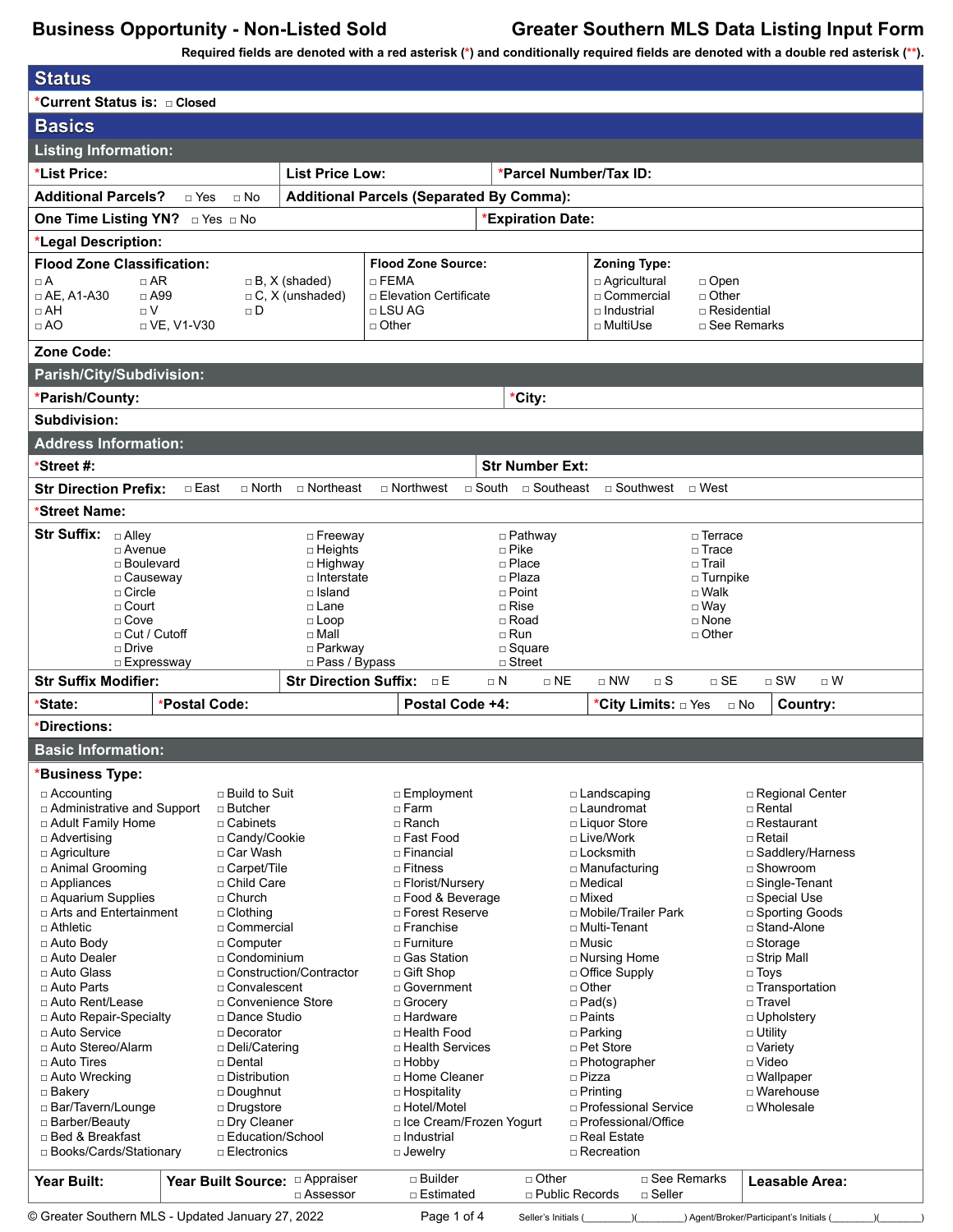# Business Opportunity - Non-Listed Sold

# Greater Southern MLS Data Listing Input Form

Required fields are denoted with a red asterisk (*) and conditionally required fields are denoted with a double red asterisk (**).

## Status

*Current Status is: ☐ Closed

## Basics

### Listing Information:

*List Price: | List Price Low: | *Parcel Number/Tax ID:

Additional Parcels? ☐ Yes ☐ No | Additional Parcels (Separated By Comma):

One Time Listing YN? ☐ Yes ☐ No | *Expiration Date:

*Legal Description:

**Flood Zone Classification:**
☐ A ☐ AR ☐ B, X (shaded)
☐ AE, A1-A30 ☐ A99 ☐ C, X (unshaded)
☐ AH ☐ V ☐ D
☐ AO ☐ VE, V1-V30

**Flood Zone Source:**
☐ FEMA
☐ Elevation Certificate
☐ LSU AG
☐ Other

**Zoning Type:**
☐ Agricultural ☐ Open
☐ Commercial ☐ Other
☐ Industrial ☐ Residential
☐ MultiUse ☐ See Remarks

Zone Code:

### Parish/City/Subdivision:

*Parish/County: | *City:

Subdivision:

### Address Information:

*Street #: | Str Number Ext:

Str Direction Prefix: ☐ East ☐ North ☐ Northeast ☐ Northwest ☐ South ☐ Southeast ☐ Southwest ☐ West

*Street Name:

**Str Suffix:**
☐ Alley ☐ Avenue ☐ Boulevard ☐ Causeway ☐ Circle ☐ Court ☐ Cove ☐ Cut / Cutoff ☐ Drive ☐ Expressway
☐ Freeway ☐ Heights ☐ Highway ☐ Interstate ☐ Island ☐ Lane ☐ Loop ☐ Mall ☐ Parkway ☐ Pass / Bypass
☐ Pathway ☐ Pike ☐ Place ☐ Plaza ☐ Point ☐ Rise ☐ Road ☐ Run ☐ Square ☐ Street
☐ Terrace ☐ Trace ☐ Trail ☐ Turnpike ☐ Walk ☐ Way ☐ None ☐ Other

Str Suffix Modifier: | Str Direction Suffix: ☐ E ☐ N ☐ NE ☐ NW ☐ S ☐ SE ☐ SW ☐ W

*State: | *Postal Code: | Postal Code +4: | *City Limits: ☐ Yes ☐ No | Country:

*Directions:

### Basic Information:

**\*Business Type:**

☐ Accounting ☐ Administrative and Support ☐ Adult Family Home ☐ Advertising ☐ Agriculture ☐ Animal Grooming ☐ Appliances ☐ Aquarium Supplies ☐ Arts and Entertainment ☐ Athletic ☐ Auto Body ☐ Auto Dealer ☐ Auto Glass ☐ Auto Parts ☐ Auto Rent/Lease ☐ Auto Repair-Specialty ☐ Auto Service ☐ Auto Stereo/Alarm ☐ Auto Tires ☐ Auto Wrecking ☐ Bakery ☐ Bar/Tavern/Lounge ☐ Barber/Beauty ☐ Bed & Breakfast ☐ Books/Cards/Stationary

☐ Build to Suit ☐ Butcher ☐ Cabinets ☐ Candy/Cookie ☐ Car Wash ☐ Carpet/Tile ☐ Child Care ☐ Church ☐ Clothing ☐ Commercial ☐ Computer ☐ Condominium ☐ Construction/Contractor ☐ Convalescent ☐ Convenience Store ☐ Dance Studio ☐ Decorator ☐ Deli/Catering ☐ Dental ☐ Distribution ☐ Doughnut ☐ Drugstore ☐ Dry Cleaner ☐ Education/School ☐ Electronics

☐ Employment ☐ Farm ☐ Ranch ☐ Fast Food ☐ Financial ☐ Fitness ☐ Florist/Nursery ☐ Food & Beverage ☐ Forest Reserve ☐ Franchise ☐ Furniture ☐ Gas Station ☐ Gift Shop ☐ Government ☐ Grocery ☐ Hardware ☐ Health Food ☐ Health Services ☐ Hobby ☐ Home Cleaner ☐ Hospitality ☐ Hotel/Motel ☐ Ice Cream/Frozen Yogurt ☐ Industrial ☐ Jewelry

☐ Landscaping ☐ Laundromat ☐ Liquor Store ☐ Live/Work ☐ Locksmith ☐ Manufacturing ☐ Medical ☐ Mixed ☐ Mobile/Trailer Park ☐ Multi-Tenant ☐ Music ☐ Nursing Home ☐ Office Supply ☐ Other ☐ Pad(s) ☐ Paints ☐ Parking ☐ Pet Store ☐ Photographer ☐ Pizza ☐ Printing ☐ Professional Service ☐ Professional/Office ☐ Real Estate ☐ Recreation

☐ Regional Center ☐ Rental ☐ Restaurant ☐ Retail ☐ Saddlery/Harness ☐ Showroom ☐ Single-Tenant ☐ Special Use ☐ Sporting Goods ☐ Stand-Alone ☐ Storage ☐ Strip Mall ☐ Toys ☐ Transportation ☐ Travel ☐ Upholstery ☐ Utility ☐ Variety ☐ Video ☐ Wallpaper ☐ Warehouse ☐ Wholesale

Year Built: | Year Built Source: ☐ Appraiser ☐ Assessor ☐ Builder ☐ Estimated ☐ Other ☐ Public Records ☐ See Remarks ☐ Seller | Leasable Area:

© Greater Southern MLS - Updated January 27, 2022 Seller's Initials (________)(________) Agent/Broker/Participant's Initials (________)(________)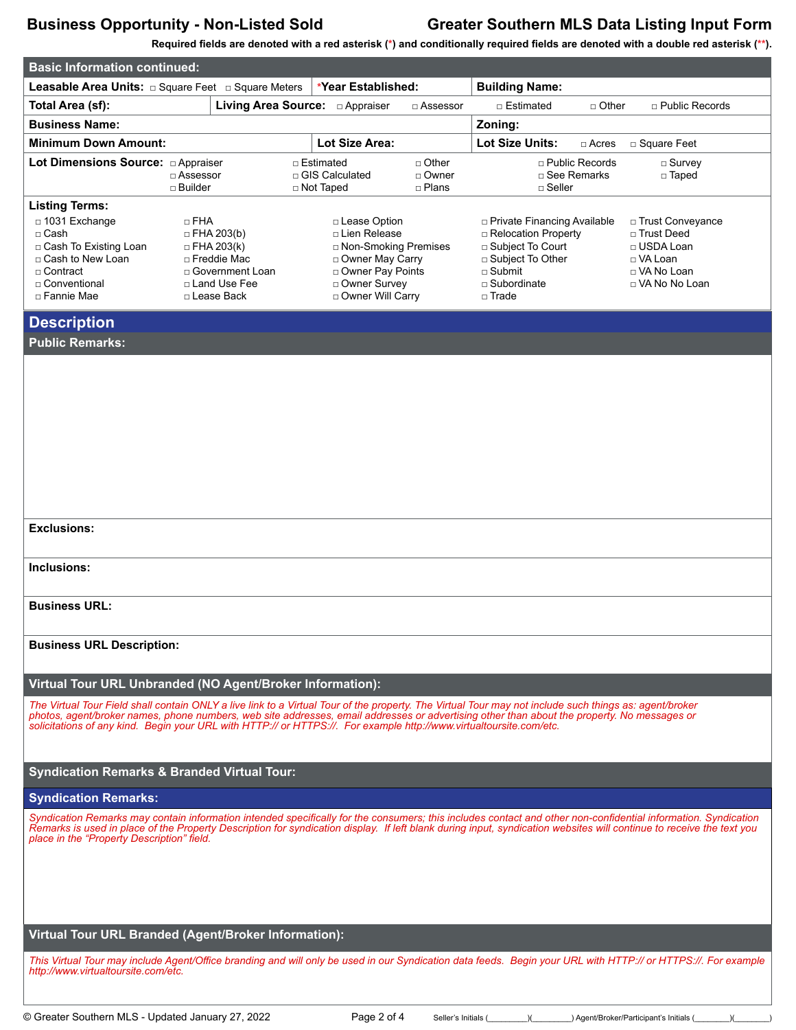# Business Opportunity - Non-Listed Sold

# Greater Southern MLS Data Listing Input Form

**Required fields are denoted with a red asterisk (*) and conditionally required fields are denoted with a double red asterisk (**).**

## Basic Information continued:

**Leasable Area Units:** □ Square Feet □ Square Meters

***Year Established:**

**Building Name:**

**Total Area (sf):**

**Living Area Source:** □ Appraiser □ Assessor □ Estimated □ Other □ Public Records

**Business Name:**

**Zoning:**

**Minimum Down Amount:**

**Lot Size Area:**

**Lot Size Units:** □ Acres □ Square Feet

**Lot Dimensions Source:**

- □ Appraiser
- □ Assessor
- □ Builder
- □ Estimated
- □ GIS Calculated
- □ Not Taped
- □ Other
- □ Owner
- □ Plans
- □ Public Records
- □ See Remarks
- □ Seller
- □ Survey
- □ Taped

**Listing Terms:**

- □ 1031 Exchange
- □ Cash
- □ Cash To Existing Loan
- □ Cash to New Loan
- □ Contract
- □ Conventional
- □ Fannie Mae
- □ FHA
- □ FHA 203(b)
- □ FHA 203(k)
- □ Freddie Mac
- □ Government Loan
- □ Land Use Fee
- □ Lease Back
- □ Lease Option
- □ Lien Release
- □ Non-Smoking Premises
- □ Owner May Carry
- □ Owner Pay Points
- □ Owner Survey
- □ Owner Will Carry
- □ Private Financing Available
- □ Relocation Property
- □ Subject To Court
- □ Subject To Other
- □ Submit
- □ Subordinate
- □ Trade
- □ Trust Conveyance
- □ Trust Deed
- □ USDA Loan
- □ VA Loan
- □ VA No Loan
- □ VA No No Loan

## Description

### Public Remarks:

**Exclusions:**

**Inclusions:**

**Business URL:**

**Business URL Description:**

### Virtual Tour URL Unbranded (NO Agent/Broker Information):

*The Virtual Tour Field shall contain ONLY a live link to a Virtual Tour of the property. The Virtual Tour may not include such things as: agent/broker photos, agent/broker names, phone numbers, web site addresses, email addresses or advertising other than about the property. No messages or solicitations of any kind. Begin your URL with HTTP:// or HTTPS://. For example http://www.virtualtoursite.com/etc.*

### Syndication Remarks & Branded Virtual Tour:

### Syndication Remarks:

*Syndication Remarks may contain information intended specifically for the consumers; this includes contact and other non-confidential information. Syndication Remarks is used in place of the Property Description for syndication display. If left blank during input, syndication websites will continue to receive the text you place in the "Property Description" field.*

### Virtual Tour URL Branded (Agent/Broker Information):

*This Virtual Tour may include Agent/Office branding and will only be used in our Syndication data feeds. Begin your URL with HTTP:// or HTTPS://. For example http://www.virtualtoursite.com/etc.*

Seller's Initials (________)(________) Agent/Broker/Participant's Initials (________)(________)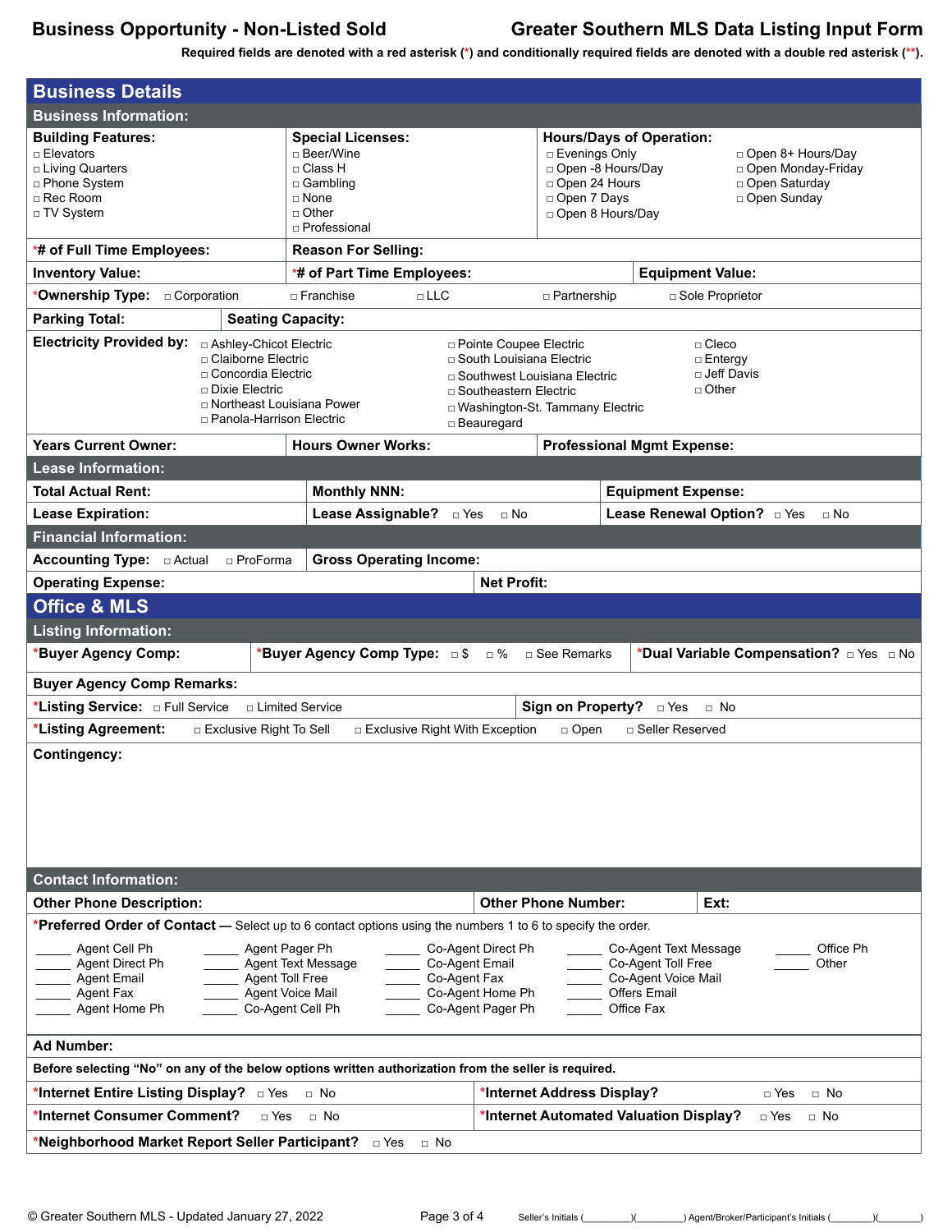**Business Opportunity - Non-Listed Sold** **Greater Southern MLS Data Listing Input Form**

Required fields are denoted with a red asterisk (*) and conditionally required fields are denoted with a double red asterisk (**).

# Business Details

## Business Information:

**Building Features:**
- □ Elevators
- □ Living Quarters
- □ Phone System
- □ Rec Room
- □ TV System

**Special Licenses:**
- □ Beer/Wine
- □ Class H
- □ Gambling
- □ None
- □ Other
- □ Professional

**Hours/Days of Operation:**
- □ Evenings Only
- □ Open -8 Hours/Day
- □ Open 24 Hours
- □ Open 7 Days
- □ Open 8 Hours/Day
- □ Open 8+ Hours/Day
- □ Open Monday-Friday
- □ Open Saturday
- □ Open Sunday

***# of Full Time Employees:** | **Reason For Selling:**

**Inventory Value:** | ***# of Part Time Employees:** | **Equipment Value:**

***Ownership Type:** □ Corporation □ Franchise □ LLC □ Partnership □ Sole Proprietor

**Parking Total:** | **Seating Capacity:**

**Electricity Provided by:**
- □ Ashley-Chicot Electric
- □ Claiborne Electric
- □ Concordia Electric
- □ Dixie Electric
- □ Northeast Louisiana Power
- □ Panola-Harrison Electric
- □ Pointe Coupee Electric
- □ South Louisiana Electric
- □ Southwest Louisiana Electric
- □ Southeastern Electric
- □ Washington-St. Tammany Electric
- □ Beauregard
- □ Cleco
- □ Entergy
- □ Jeff Davis
- □ Other

**Years Current Owner:** | **Hours Owner Works:** | **Professional Mgmt Expense:**

## Lease Information:

**Total Actual Rent:** | **Monthly NNN:** | **Equipment Expense:**

**Lease Expiration:** | **Lease Assignable?** □ Yes □ No | **Lease Renewal Option?** □ Yes □ No

## Financial Information:

**Accounting Type:** □ Actual □ ProForma | **Gross Operating Income:**

**Operating Expense:** | **Net Profit:**

# Office & MLS

## Listing Information:

***Buyer Agency Comp:** | ***Buyer Agency Comp Type:** □ $ □ % □ See Remarks | ***Dual Variable Compensation?** □ Yes □ No

**Buyer Agency Comp Remarks:**

***Listing Service:** □ Full Service □ Limited Service | **Sign on Property?** □ Yes □ No

***Listing Agreement:** □ Exclusive Right To Sell □ Exclusive Right With Exception □ Open □ Seller Reserved

**Contingency:**

## Contact Information:

**Other Phone Description:** | **Other Phone Number:** | **Ext:**

***Preferred Order of Contact** — Select up to 6 contact options using the numbers 1 to 6 to specify the order.

_____ Agent Cell Ph
_____ Agent Direct Ph
_____ Agent Email
_____ Agent Fax
_____ Agent Home Ph
_____ Agent Pager Ph
_____ Agent Text Message
_____ Agent Toll Free
_____ Agent Voice Mail
_____ Co-Agent Cell Ph
_____ Co-Agent Direct Ph
_____ Co-Agent Email
_____ Co-Agent Fax
_____ Co-Agent Home Ph
_____ Co-Agent Pager Ph
_____ Co-Agent Text Message
_____ Co-Agent Toll Free
_____ Co-Agent Voice Mail
_____ Offers Email
_____ Office Fax
_____ Office Ph
_____ Other

**Ad Number:**

**Before selecting "No" on any of the below options written authorization from the seller is required.**

***Internet Entire Listing Display?** □ Yes □ No | ***Internet Address Display?** □ Yes □ No

***Internet Consumer Comment?** □ Yes □ No | ***Internet Automated Valuation Display?** □ Yes □ No

***Neighborhood Market Report Seller Participant?** □ Yes □ No

© Greater Southern MLS - Updated January 27, 2022

Seller's Initials (________)(________) Agent/Broker/Participant's Initials (________)(________)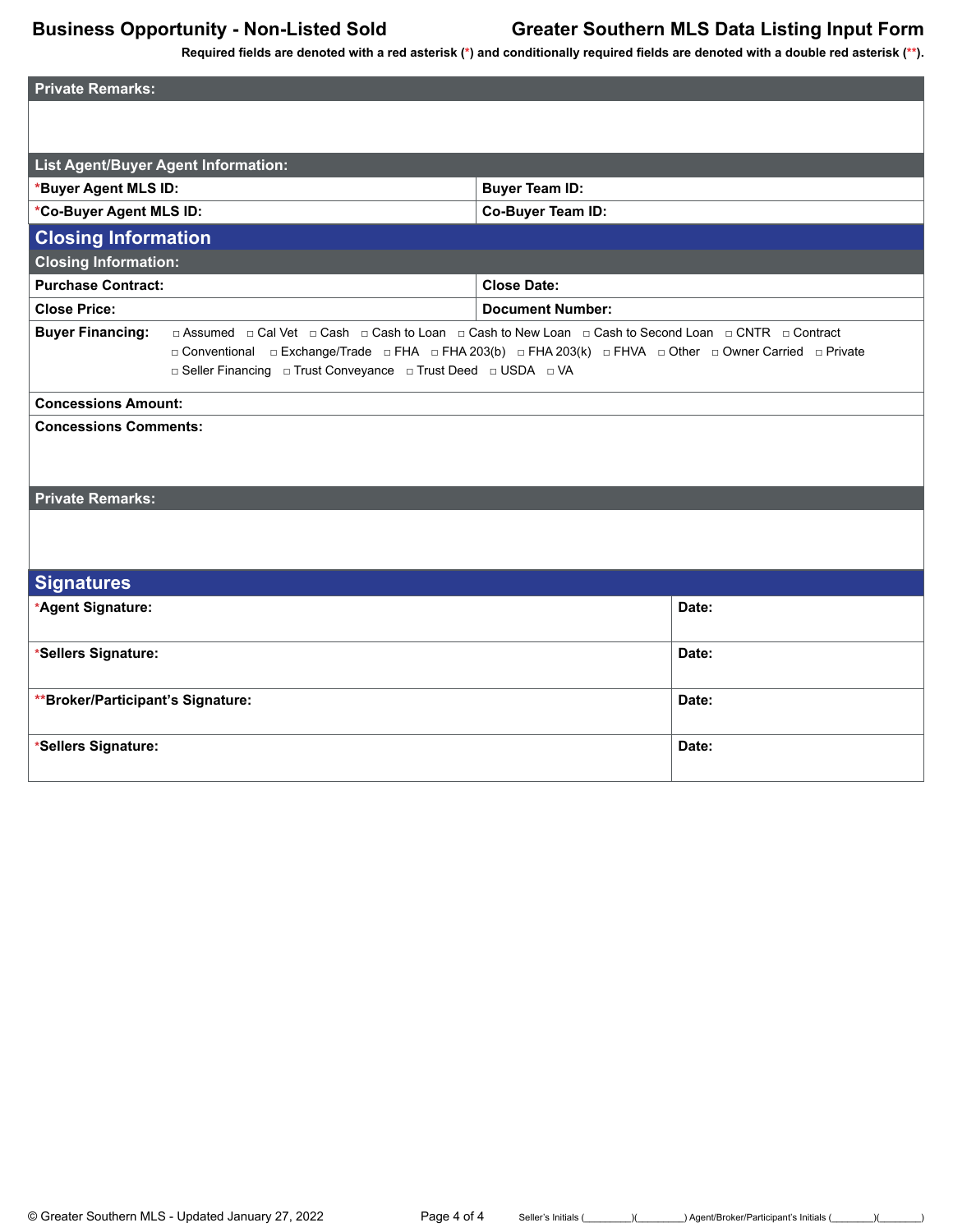**Business Opportunity - Non-Listed Sold** **Greater Southern MLS Data Listing Input Form**

Required fields are denoted with a red asterisk (*) and conditionally required fields are denoted with a double red asterisk (**).

## Private Remarks:

## List Agent/Buyer Agent Information:

| | |
|---|---|
| *Buyer Agent MLS ID: | Buyer Team ID: |
| *Co-Buyer Agent MLS ID: | Co-Buyer Team ID: |

# Closing Information

## Closing Information:

| | |
|---|---|
| Purchase Contract: | Close Date: |
| Close Price: | Document Number: |

**Buyer Financing:** □ Assumed □ Cal Vet □ Cash □ Cash to Loan □ Cash to New Loan □ Cash to Second Loan □ CNTR □ Contract □ Conventional □ Exchange/Trade □ FHA □ FHA 203(b) □ FHA 203(k) □ FHVA □ Other □ Owner Carried □ Private □ Seller Financing □ Trust Conveyance □ Trust Deed □ USDA □ VA

**Concessions Amount:**

**Concessions Comments:**

## Private Remarks:

# Signatures

| | |
|---|---|
| *Agent Signature: | Date: |
| *Sellers Signature: | Date: |
| **Broker/Participant's Signature: | Date: |
| *Sellers Signature: | Date: |

© Greater Southern MLS - Updated January 27, 2022

Seller's Initials (________)(________) Agent/Broker/Participant's Initials (________)(________)